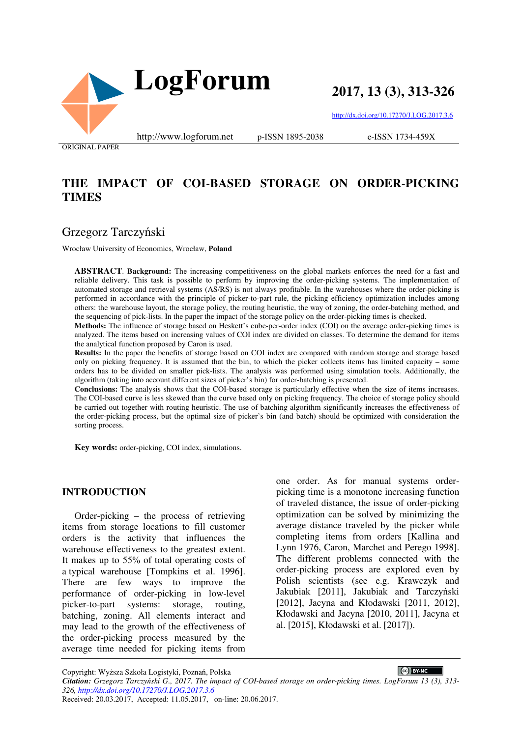ORIGINAL PAPER

# THE IMPACT OF COI-BASED STORAGE ON ORDER-PICKING TIMES

## Grzegorz Tarczyński

Wrocław University of Economics, Wrocław, **Poland**

**ABSTRACT**. **Background:** The increasing competitiveness on the global markets enforces the need for a fast and reliable delivery. This task is possible to perform by improving the order-picking systems. The implementation of automated storage and retrieval systems (AS/RS) is not always profitable. In the warehouses where the order-picking is performed in accordance with the principle of picker-to-part rule, the picking efficiency optimization includes among others: the warehouse layout, the storage policy, the routing heuristic, the way of zoning, the order-batching method, and the sequencing of pick-lists. In the paper the impact of the storage policy on the order-picking times is checked.

**Methods:** The influence of storage based on Heskett's cube-per-order index (COI) on the average order-picking times is analyzed. The items based on increasing values of COI index are divided on classes. To determine the demand for items the analytical function proposed by Caron is used.

**Results:** In the paper the benefits of storage based on COI index are compared with random storage and storage based only on picking frequency. It is assumed that the bin, to which the picker collects items has limited capacity – some orders has to be divided on smaller pick-lists. The analysis was performed using simulation tools. Additionally, the algorithm (taking into account different sizes of picker's bin) for order-batching is presented.

**Conclusions:** The analysis shows that the COI-based storage is particularly effective when the size of items increases. The COI-based curve is less skewed than the curve based only on picking frequency. The choice of storage policy should be carried out together with routing heuristic. The use of batching algorithm significantly increases the effectiveness of the order-picking process, but the optimal size of picker's bin (and batch) should be optimized with consideration the sorting process.

**Key words:** order-picking, COI index, simulations.

## INTRODUCTION

Order-picking – the process of retrieving items from storage locations to fill customer orders is the activity that influences the warehouse effectiveness to the greatest extent. It makes up to 55% of total operating costs of a typical warehouse [Tompkins et al. 1996]. There are few ways to improve the performance of order-picking in low-level picker-to-part systems: storage, routing, batching, zoning. All elements interact and may lead to the growth of the effectiveness of the order-picking process measured by the average time needed for picking items from one order. As for manual systems order-picking time is a monotone increasing function of traveled distance, the issue of order-picking optimization can be solved by minimizing the average distance traveled by the picker while completing items from orders [Kallina and Lynn 1976, Caron, Marchet and Perego 1998]. The different problems connected with the order-picking process are explored even by Polish scientists (see e.g. Krawczyk and Jakubiak [2011], Jakubiak and Tarczyński [2012], Jacyna and Kłodawski [2011, 2012], Kłodawski and Jacyna [2010, 2011], Jacyna et al. [2015], Kłodawski et al. [2017]).

Copyright: Wyższa Szkoła Logistyki, Poznań, Polska

*Citation: Grzegorz Tarczyński G., 2017. The impact of COI-based storage on order-picking times. LogForum 13 (3), 313-326, http://dx.doi.org/10.17270/J.LOG.2017.3.6*

Received: 20.03.2017, Accepted: 11.05.2017, on-line: 20.06.2017.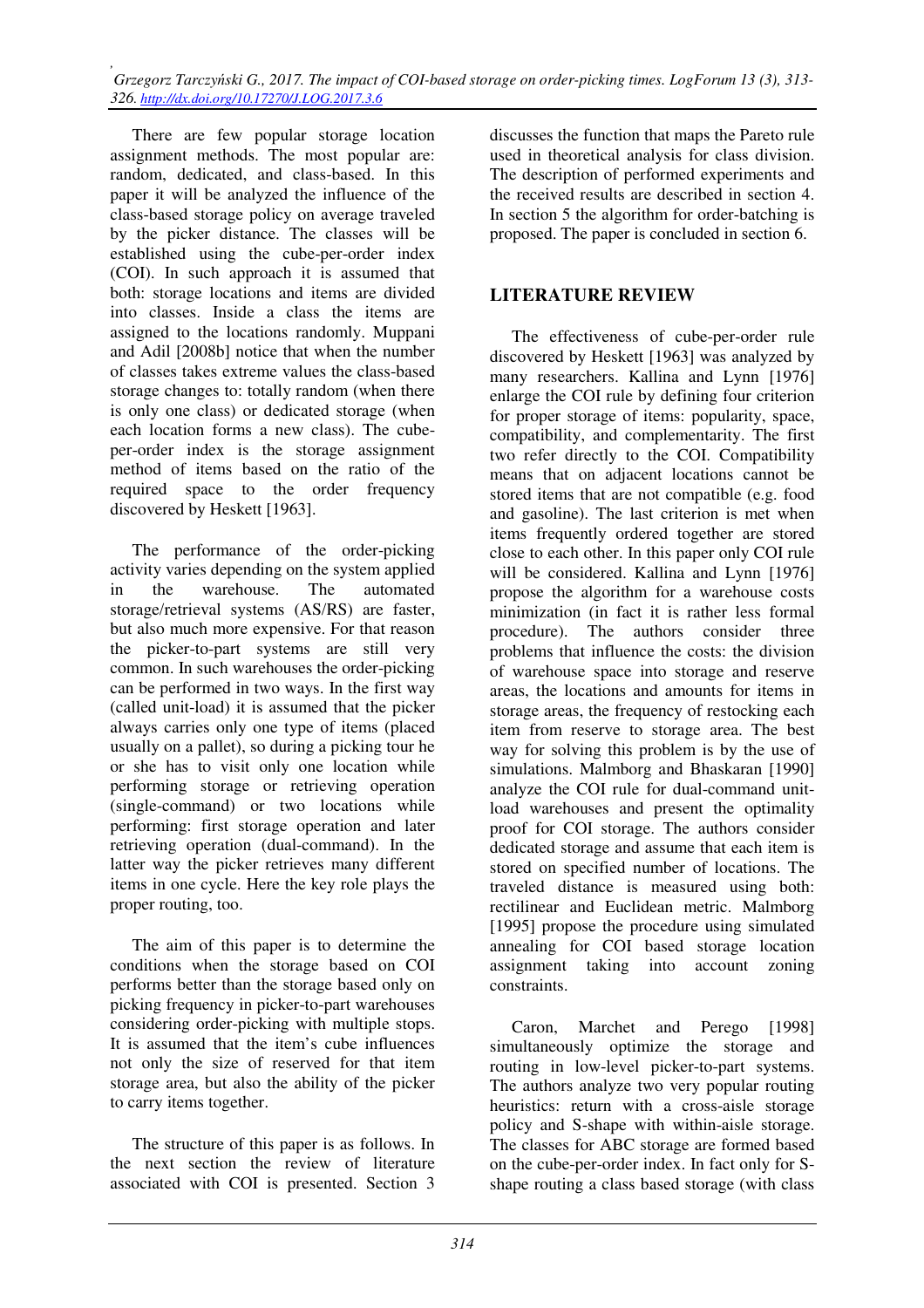There are few popular storage location assignment methods. The most popular are: random, dedicated, and class-based. In this paper it will be analyzed the influence of the class-based storage policy on average traveled by the picker distance. The classes will be established using the cube-per-order index (COI). In such approach it is assumed that both: storage locations and items are divided into classes. Inside a class the items are assigned to the locations randomly. Muppani and Adil [2008b] notice that when the number of classes takes extreme values the class-based storage changes to: totally random (when there is only one class) or dedicated storage (when each location forms a new class). The cube-per-order index is the storage assignment method of items based on the ratio of the required space to the order frequency discovered by Heskett [1963].

The performance of the order-picking activity varies depending on the system applied in the warehouse. The automated storage/retrieval systems (AS/RS) are faster, but also much more expensive. For that reason the picker-to-part systems are still very common. In such warehouses the order-picking can be performed in two ways. In the first way (called unit-load) it is assumed that the picker always carries only one type of items (placed usually on a pallet), so during a picking tour he or she has to visit only one location while performing storage or retrieving operation (single-command) or two locations while performing: first storage operation and later retrieving operation (dual-command). In the latter way the picker retrieves many different items in one cycle. Here the key role plays the proper routing, too.

The aim of this paper is to determine the conditions when the storage based on COI performs better than the storage based only on picking frequency in picker-to-part warehouses considering order-picking with multiple stops. It is assumed that the item's cube influences not only the size of reserved for that item storage area, but also the ability of the picker to carry items together.

The structure of this paper is as follows. In the next section the review of literature associated with COI is presented. Section 3 discusses the function that maps the Pareto rule used in theoretical analysis for class division. The description of performed experiments and the received results are described in section 4. In section 5 the algorithm for order-batching is proposed. The paper is concluded in section 6.

## LITERATURE REVIEW

The effectiveness of cube-per-order rule discovered by Heskett [1963] was analyzed by many researchers. Kallina and Lynn [1976] enlarge the COI rule by defining four criterion for proper storage of items: popularity, space, compatibility, and complementarity. The first two refer directly to the COI. Compatibility means that on adjacent locations cannot be stored items that are not compatible (e.g. food and gasoline). The last criterion is met when items frequently ordered together are stored close to each other. In this paper only COI rule will be considered. Kallina and Lynn [1976] propose the algorithm for a warehouse costs minimization (in fact it is rather less formal procedure). The authors consider three problems that influence the costs: the division of warehouse space into storage and reserve areas, the locations and amounts for items in storage areas, the frequency of restocking each item from reserve to storage area. The best way for solving this problem is by the use of simulations. Malmborg and Bhaskaran [1990] analyze the COI rule for dual-command unit-load warehouses and present the optimality proof for COI storage. The authors consider dedicated storage and assume that each item is stored on specified number of locations. The traveled distance is measured using both: rectilinear and Euclidean metric. Malmborg [1995] propose the procedure using simulated annealing for COI based storage location assignment taking into account zoning constraints.

Caron, Marchet and Perego [1998] simultaneously optimize the storage and routing in low-level picker-to-part systems. The authors analyze two very popular routing heuristics: return with a cross-aisle storage policy and S-shape with within-aisle storage. The classes for ABC storage are formed based on the cube-per-order index. In fact only for S-shape routing a class based storage (with class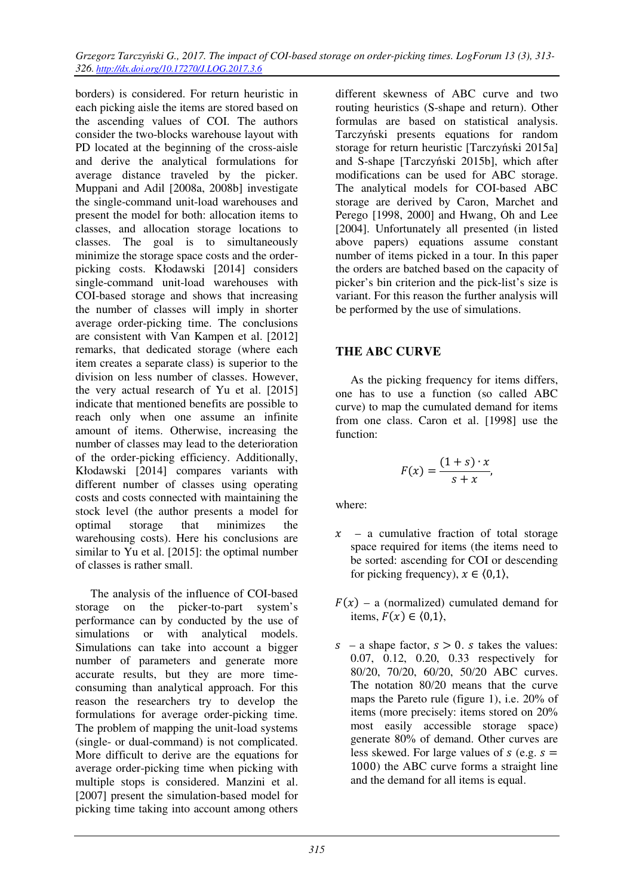borders) is considered. For return heuristic in each picking aisle the items are stored based on the ascending values of COI. The authors consider the two-blocks warehouse layout with PD located at the beginning of the cross-aisle and derive the analytical formulations for average distance traveled by the picker. Muppani and Adil [2008a, 2008b] investigate the single-command unit-load warehouses and present the model for both: allocation items to classes, and allocation storage locations to classes. The goal is to simultaneously minimize the storage space costs and the order-picking costs. Kłodawski [2014] considers single-command unit-load warehouses with COI-based storage and shows that increasing the number of classes will imply in shorter average order-picking time. The conclusions are consistent with Van Kampen et al. [2012] remarks, that dedicated storage (where each item creates a separate class) is superior to the division on less number of classes. However, the very actual research of Yu et al. [2015] indicate that mentioned benefits are possible to reach only when one assume an infinite amount of items. Otherwise, increasing the number of classes may lead to the deterioration of the order-picking efficiency. Additionally, Kłodawski [2014] compares variants with different number of classes using operating costs and costs connected with maintaining the stock level (the author presents a model for optimal storage that minimizes the warehousing costs). Here his conclusions are similar to Yu et al. [2015]: the optimal number of classes is rather small.

The analysis of the influence of COI-based storage on the picker-to-part system's performance can by conducted by the use of simulations or with analytical models. Simulations can take into account a bigger number of parameters and generate more accurate results, but they are more time-consuming than analytical approach. For this reason the researchers try to develop the formulations for average order-picking time. The problem of mapping the unit-load systems (single- or dual-command) is not complicated. More difficult to derive are the equations for average order-picking time when picking with multiple stops is considered. Manzini et al. [2007] present the simulation-based model for picking time taking into account among others different skewness of ABC curve and two routing heuristics (S-shape and return). Other formulas are based on statistical analysis. Tarczyński presents equations for random storage for return heuristic [Tarczyński 2015a] and S-shape [Tarczyński 2015b], which after modifications can be used for ABC storage. The analytical models for COI-based ABC storage are derived by Caron, Marchet and Perego [1998, 2000] and Hwang, Oh and Lee [2004]. Unfortunately all presented (in listed above papers) equations assume constant number of items picked in a tour. In this paper the orders are batched based on the capacity of picker's bin criterion and the pick-list's size is variant. For this reason the further analysis will be performed by the use of simulations.

## THE ABC CURVE

As the picking frequency for items differs, one has to use a function (so called ABC curve) to map the cumulated demand for items from one class. Caron et al. [1998] use the function:

$$F(x) = \frac{(1+s)\cdot x}{s+x},$$

where:

- $x$ – a cumulative fraction of total storage space required for items (the items need to be sorted: ascending for COI or descending for picking frequency), $x \in \langle 0,1 \rangle$,
- $F(x)$ – a (normalized) cumulated demand for items, $F(x) \in \langle 0,1 \rangle$,
- $s$ – a shape factor, $s > 0$. $s$ takes the values: 0.07, 0.12, 0.20, 0.33 respectively for 80/20, 70/20, 60/20, 50/20 ABC curves. The notation 80/20 means that the curve maps the Pareto rule (figure 1), i.e. 20% of items (more precisely: items stored on 20% most easily accessible storage space) generate 80% of demand. Other curves are less skewed. For large values of $s$ (e.g. $s = 1000$) the ABC curve forms a straight line and the demand for all items is equal.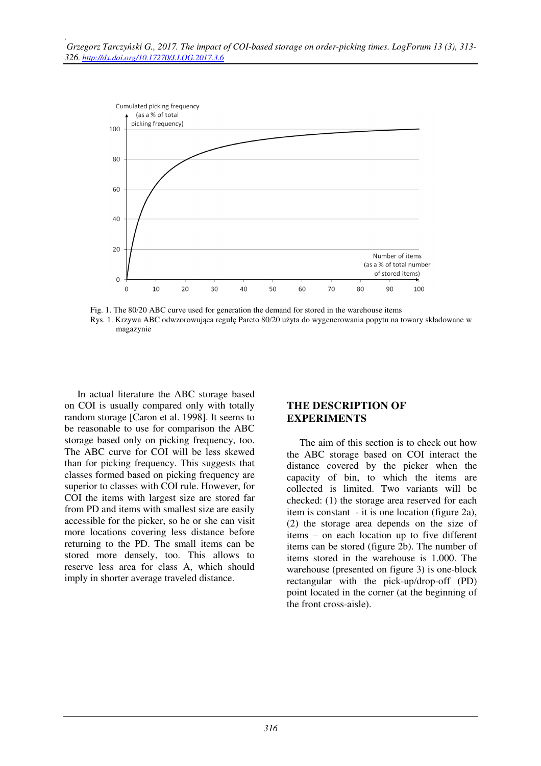Fig. 1. The 80/20 ABC curve used for generation the demand for stored in the warehouse items

Rys. 1. Krzywa ABC odwzorowująca regułę Pareto 80/20 użyta do wygenerowania popytu na towary składowane w magazynie

In actual literature the ABC storage based on COI is usually compared only with totally random storage [Caron et al. 1998]. It seems to be reasonable to use for comparison the ABC storage based only on picking frequency, too. The ABC curve for COI will be less skewed than for picking frequency. This suggests that classes formed based on picking frequency are superior to classes with COI rule. However, for COI the items with largest size are stored far from PD and items with smallest size are easily accessible for the picker, so he or she can visit more locations covering less distance before returning to the PD. The small items can be stored more densely, too. This allows to reserve less area for class A, which should imply in shorter average traveled distance.

## THE DESCRIPTION OF EXPERIMENTS

The aim of this section is to check out how the ABC storage based on COI interact the distance covered by the picker when the capacity of bin, to which the items are collected is limited. Two variants will be checked: (1) the storage area reserved for each item is constant - it is one location (figure 2a), (2) the storage area depends on the size of items – on each location up to five different items can be stored (figure 2b). The number of items stored in the warehouse is 1.000. The warehouse (presented on figure 3) is one-block rectangular with the pick-up/drop-off (PD) point located in the corner (at the beginning of the front cross-aisle).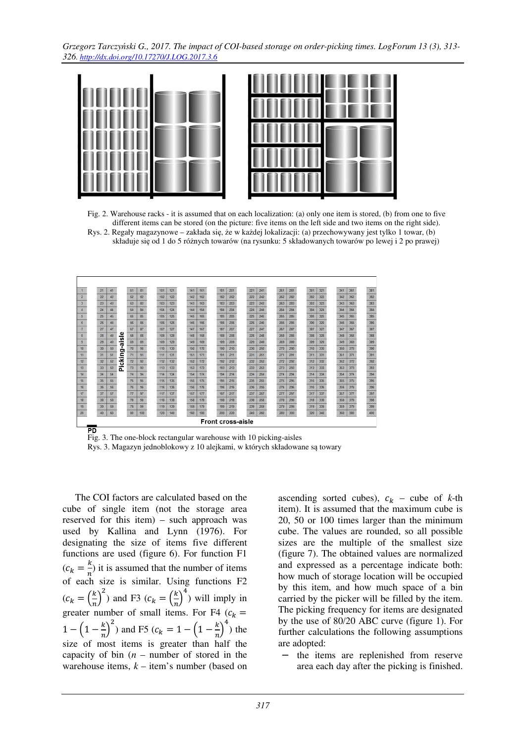Fig. 2. Warehouse racks - it is assumed that on each localization: (a) only one item is stored, (b) from one to five different items can be stored (on the picture: five items on the left side and two items on the right side).
Rys. 2. Regały magazynowe – zakłada się, że w każdej lokalizacji: (a) przechowywany jest tylko 1 towar, (b) składuje się od 1 do 5 różnych towarów (na rysunku: 5 składowanych towarów po lewej i 2 po prawej)

Fig. 3. The one-block rectangular warehouse with 10 picking-aisles
Rys. 3. Magazyn jednoblokowy z 10 alejkami, w których składowane są towary

The COI factors are calculated based on the cube of single item (not the storage area reserved for this item) – such approach was used by Kallina and Lynn (1976). For designating the size of items five different functions are used (figure 6). For function F1 ($c_k = \frac{k}{n}$) it is assumed that the number of items of each size is similar. Using functions F2 ($c_k = \left(\frac{k}{n}\right)^2$) and F3 ($c_k = \left(\frac{k}{n}\right)^4$) will imply in greater number of small items. For F4 ($c_k = 1 - \left(1 - \frac{k}{n}\right)^2$) and F5 ($c_k = 1 - \left(1 - \frac{k}{n}\right)^4$) the size of most items is greater than half the capacity of bin ($n$ – number of stored in the warehouse items, $k$ – item's number (based on ascending sorted cubes), $c_k$ – cube of $k$-th item). It is assumed that the maximum cube is 20, 50 or 100 times larger than the minimum cube. The values are rounded, so all possible sizes are the multiple of the smallest size (figure 7). The obtained values are normalized and expressed as a percentage indicate both: how much of storage location will be occupied by this item, and how much space of a bin carried by the picker will be filled by the item. The picking frequency for items are designated by the use of 80/20 ABC curve (figure 1). For further calculations the following assumptions are adopted:

- the items are replenished from reserve area each day after the picking is finished.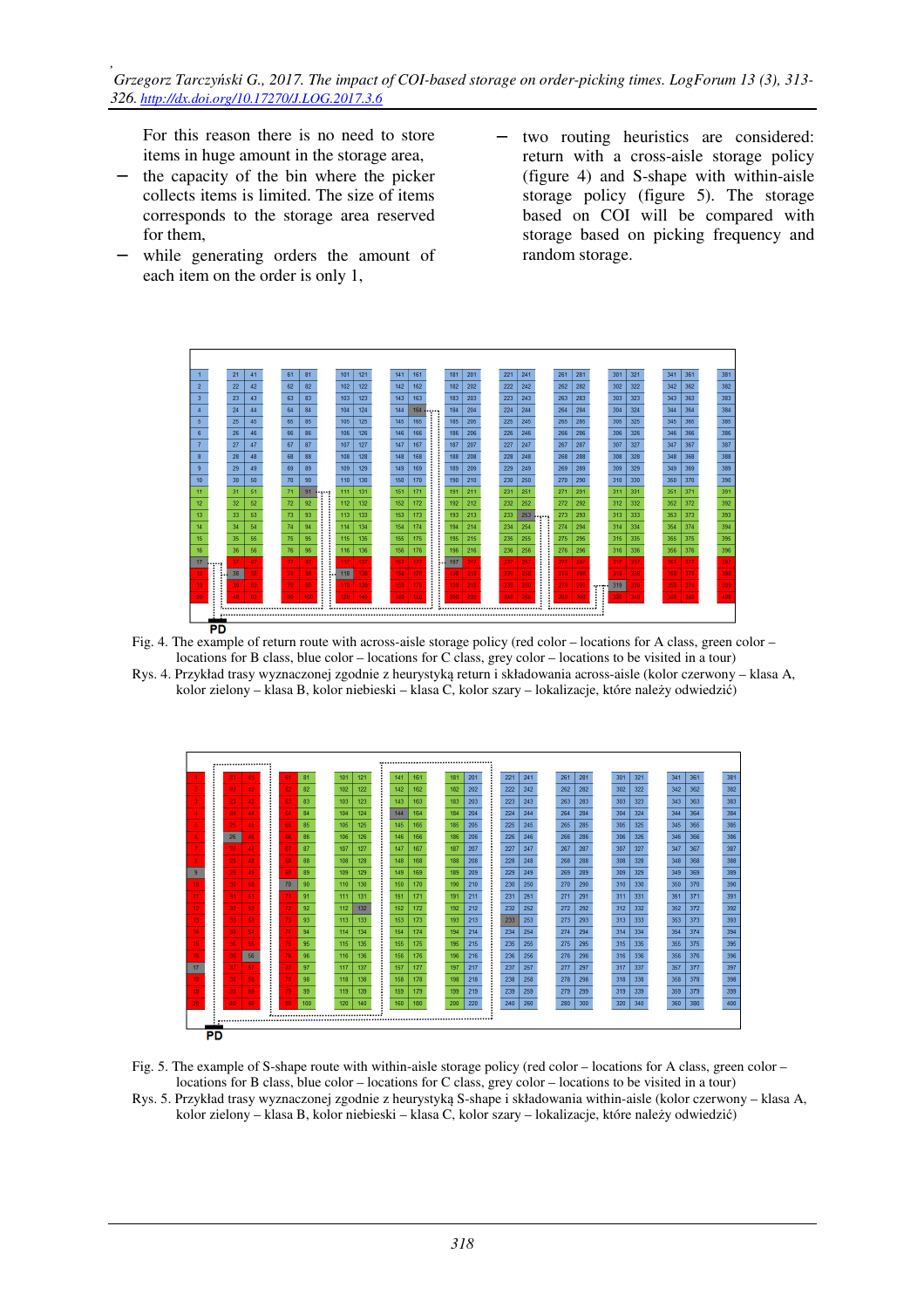For this reason there is no need to store items in huge amount in the storage area,

- the capacity of the bin where the picker collects items is limited. The size of items corresponds to the storage area reserved for them,
- while generating orders the amount of each item on the order is only 1,
- two routing heuristics are considered: return with a cross-aisle storage policy (figure 4) and S-shape with within-aisle storage policy (figure 5). The storage based on COI will be compared with storage based on picking frequency and random storage.

Fig. 4. The example of return route with across-aisle storage policy (red color – locations for A class, green color – locations for B class, blue color – locations for C class, grey color – locations to be visited in a tour)

Rys. 4. Przykład trasy wyznaczonej zgodnie z heurystyką return i składowania across-aisle (kolor czerwony – klasa A, kolor zielony – klasa B, kolor niebieski – klasa C, kolor szary – lokalizacje, które należy odwiedzić)

Fig. 5. The example of S-shape route with within-aisle storage policy (red color – locations for A class, green color – locations for B class, blue color – locations for C class, grey color – locations to be visited in a tour)

Rys. 5. Przykład trasy wyznaczonej zgodnie z heurystyką S-shape i składowania within-aisle (kolor czerwony – klasa A, kolor zielony – klasa B, kolor niebieski – klasa C, kolor szary – lokalizacje, które należy odwiedzić)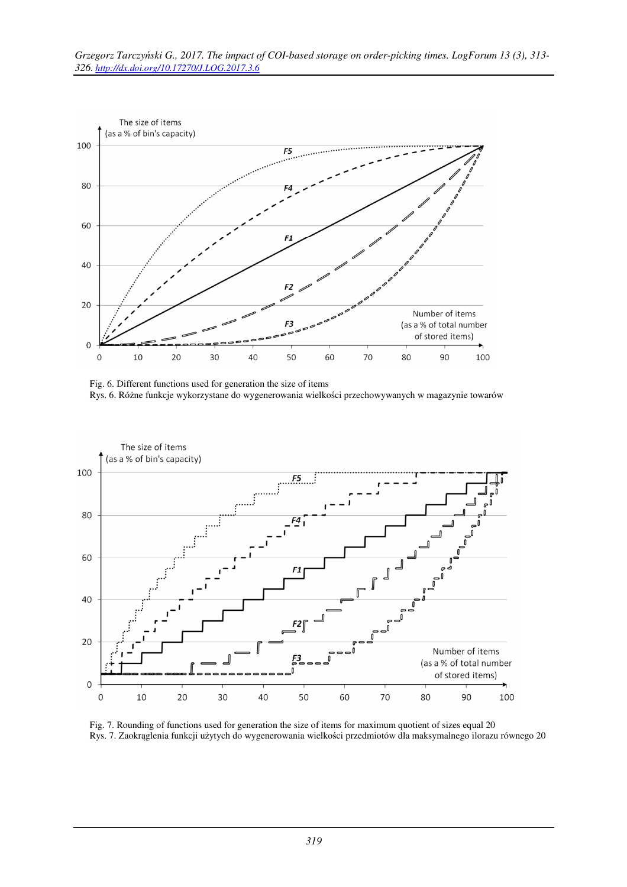Fig. 6. Different functions used for generation the size of items

Rys. 6. Różne funkcje wykorzystane do wygenerowania wielkości przechowywanych w magazynie towarów

Fig. 7. Rounding of functions used for generation the size of items for maximum quotient of sizes equal 20

Rys. 7. Zaokrąglenia funkcji użytych do wygenerowania wielkości przedmiotów dla maksymalnego ilorazu równego 20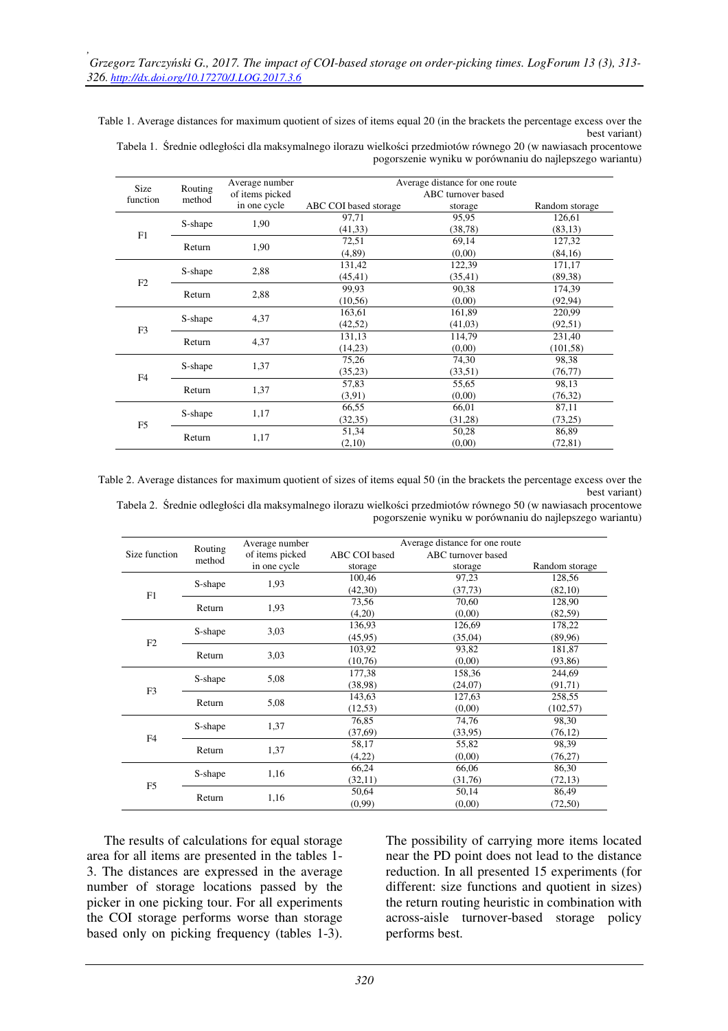Table 1. Average distances for maximum quotient of sizes of items equal 20 (in the brackets the percentage excess over the best variant)

Tabela 1. Średnie odległości dla maksymalnego ilorazu wielkości przedmiotów równego 20 (w nawiasach procentowe pogorszenie wyniku w porównaniu do najlepszego wariantu)

| Size function | Routing method | Average number of items picked in one cycle | Average distance for one route | | |
|---|---|---|---|---|---|
| | | | ABC COI based storage | ABC turnover based storage | Random storage |
| F1 | S-shape | 1,90 | 97,71 (41,33) | 95,95 (38,78) | 126,61 (83,13) |
| | Return | 1,90 | 72,51 (4,89) | 69,14 (0,00) | 127,32 (84,16) |
| F2 | S-shape | 2,88 | 131,42 (45,41) | 122,39 (35,41) | 171,17 (89,38) |
| | Return | 2,88 | 99,93 (10,56) | 90,38 (0,00) | 174,39 (92,94) |
| F3 | S-shape | 4,37 | 163,61 (42,52) | 161,89 (41,03) | 220,99 (92,51) |
| | Return | 4,37 | 131,13 (14,23) | 114,79 (0,00) | 231,40 (101,58) |
| F4 | S-shape | 1,37 | 75,26 (35,23) | 74,30 (33,51) | 98,38 (76,77) |
| | Return | 1,37 | 57,83 (3,91) | 55,65 (0,00) | 98,13 (76,32) |
| F5 | S-shape | 1,17 | 66,55 (32,35) | 66,01 (31,28) | 87,11 (73,25) |
| | Return | 1,17 | 51,34 (2,10) | 50,28 (0,00) | 86,89 (72,81) |

Table 2. Average distances for maximum quotient of sizes of items equal 50 (in the brackets the percentage excess over the best variant)

Tabela 2. Średnie odległości dla maksymalnego ilorazu wielkości przedmiotów równego 50 (w nawiasach procentowe pogorszenie wyniku w porównaniu do najlepszego wariantu)

| Size function | Routing method | Average number of items picked in one cycle | Average distance for one route | | |
|---|---|---|---|---|---|
| | | | ABC COI based storage | ABC turnover based storage | Random storage |
| F1 | S-shape | 1,93 | 100,46 (42,30) | 97,23 (37,73) | 128,56 (82,10) |
| | Return | 1,93 | 73,56 (4,20) | 70,60 (0,00) | 128,90 (82,59) |
| F2 | S-shape | 3,03 | 136,93 (45,95) | 126,69 (35,04) | 178,22 (89,96) |
| | Return | 3,03 | 103,92 (10,76) | 93,82 (0,00) | 181,87 (93,86) |
| F3 | S-shape | 5,08 | 177,38 (38,98) | 158,36 (24,07) | 244,69 (91,71) |
| | Return | 5,08 | 143,63 (12,53) | 127,63 (0,00) | 258,55 (102,57) |
| F4 | S-shape | 1,37 | 76,85 (37,69) | 74,76 (33,95) | 98,30 (76,12) |
| | Return | 1,37 | 58,17 (4,22) | 55,82 (0,00) | 98,39 (76,27) |
| F5 | S-shape | 1,16 | 66,24 (32,11) | 66,06 (31,76) | 86,30 (72,13) |
| | Return | 1,16 | 50,64 (0,99) | 50,14 (0,00) | 86,49 (72,50) |

The results of calculations for equal storage area for all items are presented in the tables 1-3. The distances are expressed in the average number of storage locations passed by the picker in one picking tour. For all experiments the COI storage performs worse than storage based only on picking frequency (tables 1-3). The possibility of carrying more items located near the PD point does not lead to the distance reduction. In all presented 15 experiments (for different: size functions and quotient in sizes) the return routing heuristic in combination with across-aisle turnover-based storage policy performs best.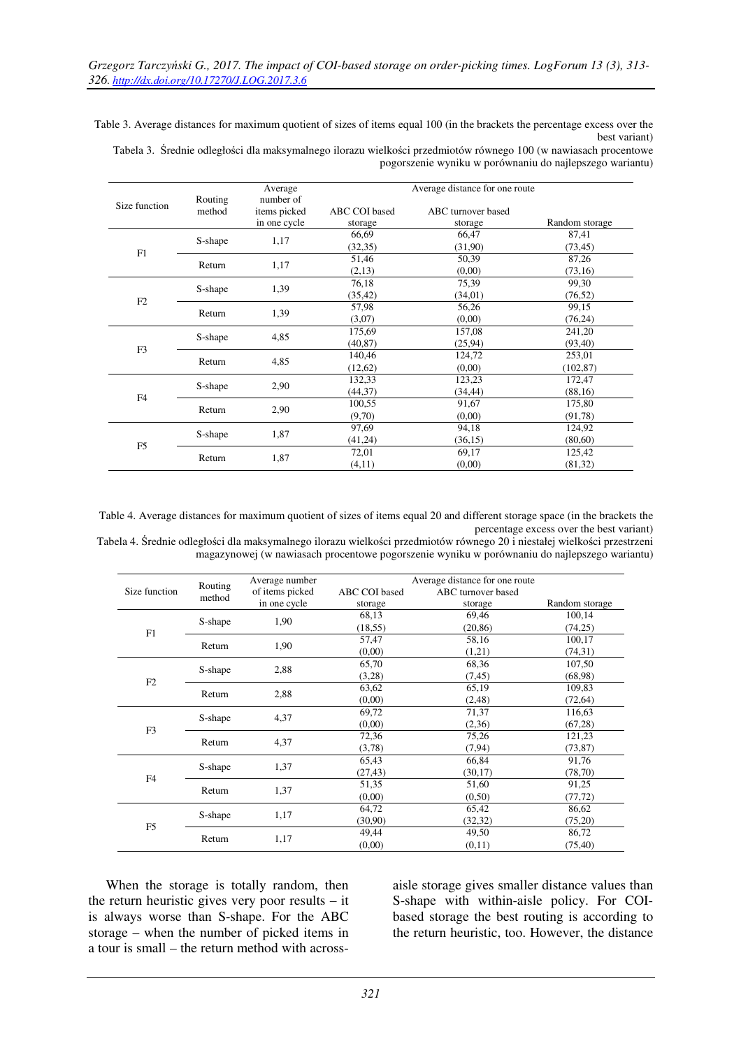Table 3. Average distances for maximum quotient of sizes of items equal 100 (in the brackets the percentage excess over the best variant)

Tabela 3. Średnie odległości dla maksymalnego ilorazu wielkości przedmiotów równego 100 (w nawiasach procentowe pogorszenie wyniku w porównaniu do najlepszego wariantu)

| Size function | Routing method | Average number of items picked in one cycle | Average distance for one route | | |
|---|---|---|---|---|---|
| | | | ABC COI based storage | ABC turnover based storage | Random storage |
| F1 | S-shape | 1,17 | 66,69 (32,35) | 66,47 (31,90) | 87,41 (73,45) |
| | Return | 1,17 | 51,46 (2,13) | 50,39 (0,00) | 87,26 (73,16) |
| F2 | S-shape | 1,39 | 76,18 (35,42) | 75,39 (34,01) | 99,30 (76,52) |
| | Return | 1,39 | 57,98 (3,07) | 56,26 (0,00) | 99,15 (76,24) |
| F3 | S-shape | 4,85 | 175,69 (40,87) | 157,08 (25,94) | 241,20 (93,40) |
| | Return | 4,85 | 140,46 (12,62) | 124,72 (0,00) | 253,01 (102,87) |
| F4 | S-shape | 2,90 | 132,33 (44,37) | 123,23 (34,44) | 172,47 (88,16) |
| | Return | 2,90 | 100,55 (9,70) | 91,67 (0,00) | 175,80 (91,78) |
| F5 | S-shape | 1,87 | 97,69 (41,24) | 94,18 (36,15) | 124,92 (80,60) |
| | Return | 1,87 | 72,01 (4,11) | 69,17 (0,00) | 125,42 (81,32) |

Table 4. Average distances for maximum quotient of sizes of items equal 20 and different storage space (in the brackets the percentage excess over the best variant)

Tabela 4. Średnie odległości dla maksymalnego ilorazu wielkości przedmiotów równego 20 i niestałej wielkości przestrzeni magazynowej (w nawiasach procentowe pogorszenie wyniku w porównaniu do najlepszego wariantu)

| Size function | Routing method | Average number of items picked in one cycle | Average distance for one route | | |
|---|---|---|---|---|---|
| | | | ABC COI based storage | ABC turnover based storage | Random storage |
| F1 | S-shape | 1,90 | 68,13 (18,55) | 69,46 (20,86) | 100,14 (74,25) |
| | Return | 1,90 | 57,47 (0,00) | 58,16 (1,21) | 100,17 (74,31) |
| F2 | S-shape | 2,88 | 65,70 (3,28) | 68,36 (7,45) | 107,50 (68,98) |
| | Return | 2,88 | 63,62 (0,00) | 65,19 (2,48) | 109,83 (72,64) |
| F3 | S-shape | 4,37 | 69,72 (0,00) | 71,37 (2,36) | 116,63 (67,28) |
| | Return | 4,37 | 72,36 (3,78) | 75,26 (7,94) | 121,23 (73,87) |
| F4 | S-shape | 1,37 | 65,43 (27,43) | 66,84 (30,17) | 91,76 (78,70) |
| | Return | 1,37 | 51,35 (0,00) | 51,60 (0,50) | 91,25 (77,72) |
| F5 | S-shape | 1,17 | 64,72 (30,90) | 65,42 (32,32) | 86,62 (75,20) |
| | Return | 1,17 | 49,44 (0,00) | 49,50 (0,11) | 86,72 (75,40) |

When the storage is totally random, then the return heuristic gives very poor results – it is always worse than S-shape. For the ABC storage – when the number of picked items in a tour is small – the return method with across-aisle storage gives smaller distance values than S-shape with within-aisle policy. For COI-based storage the best routing is according to the return heuristic, too. However, the distance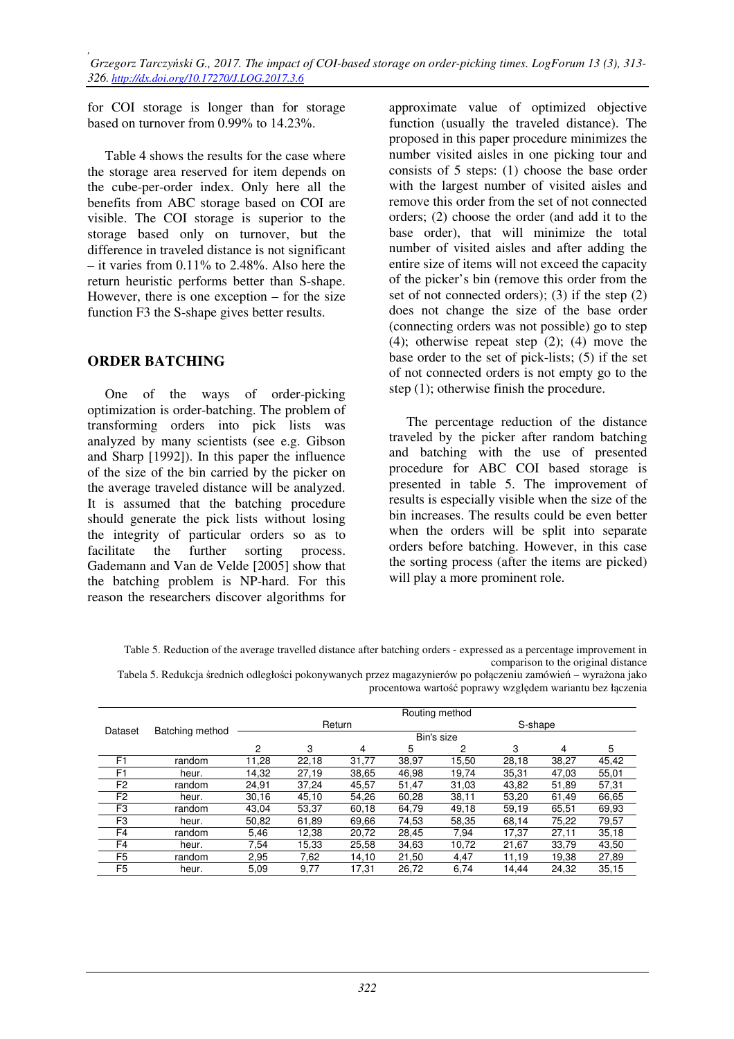for COI storage is longer than for storage based on turnover from 0.99% to 14.23%.

Table 4 shows the results for the case where the storage area reserved for item depends on the cube-per-order index. Only here all the benefits from ABC storage based on COI are visible. The COI storage is superior to the storage based only on turnover, but the difference in traveled distance is not significant – it varies from 0.11% to 2.48%. Also here the return heuristic performs better than S-shape. However, there is one exception – for the size function F3 the S-shape gives better results.

## ORDER BATCHING

One of the ways of order-picking optimization is order-batching. The problem of transforming orders into pick lists was analyzed by many scientists (see e.g. Gibson and Sharp [1992]). In this paper the influence of the size of the bin carried by the picker on the average traveled distance will be analyzed. It is assumed that the batching procedure should generate the pick lists without losing the integrity of particular orders so as to facilitate the further sorting process. Gademann and Van de Velde [2005] show that the batching problem is NP-hard. For this reason the researchers discover algorithms for approximate value of optimized objective function (usually the traveled distance). The proposed in this paper procedure minimizes the number visited aisles in one picking tour and consists of 5 steps: (1) choose the base order with the largest number of visited aisles and remove this order from the set of not connected orders; (2) choose the order (and add it to the base order), that will minimize the total number of visited aisles and after adding the entire size of items will not exceed the capacity of the picker's bin (remove this order from the set of not connected orders); (3) if the step (2) does not change the size of the base order (connecting orders was not possible) go to step (4); otherwise repeat step (2); (4) move the base order to the set of pick-lists; (5) if the set of not connected orders is not empty go to the step (1); otherwise finish the procedure.

The percentage reduction of the distance traveled by the picker after random batching and batching with the use of presented procedure for ABC COI based storage is presented in table 5. The improvement of results is especially visible when the size of the bin increases. The results could be even better when the orders will be split into separate orders before batching. However, in this case the sorting process (after the items are picked) will play a more prominent role.

Table 5. Reduction of the average travelled distance after batching orders - expressed as a percentage improvement in comparison to the original distance

Tabela 5. Redukcja średnich odległości pokonywanych przez magazynierów po połączeniu zamówień – wyrażona jako procentowa wartość poprawy względem wariantu bez łączenia

| Dataset | Batching method | Routing method | | | | | | | |
|---|---|---|---|---|---|---|---|---|---|
| | | Return | | | | S-shape | | | |
| | | Bin's size | | | | | | | |
| | | 2 | 3 | 4 | 5 | 2 | 3 | 4 | 5 |
| F1 | random | 11,28 | 22,18 | 31,77 | 38,97 | 15,50 | 28,18 | 38,27 | 45,42 |
| F1 | heur. | 14,32 | 27,19 | 38,65 | 46,98 | 19,74 | 35,31 | 47,03 | 55,01 |
| F2 | random | 24,91 | 37,24 | 45,57 | 51,47 | 31,03 | 43,82 | 51,89 | 57,31 |
| F2 | heur. | 30,16 | 45,10 | 54,26 | 60,28 | 38,11 | 53,20 | 61,49 | 66,65 |
| F3 | random | 43,04 | 53,37 | 60,18 | 64,79 | 49,18 | 59,19 | 65,51 | 69,93 |
| F3 | heur. | 50,82 | 61,89 | 69,66 | 74,53 | 58,35 | 68,14 | 75,22 | 79,57 |
| F4 | random | 5,46 | 12,38 | 20,72 | 28,45 | 7,94 | 17,37 | 27,11 | 35,18 |
| F4 | heur. | 7,54 | 15,33 | 25,58 | 34,63 | 10,72 | 21,67 | 33,79 | 43,50 |
| F5 | random | 2,95 | 7,62 | 14,10 | 21,50 | 4,47 | 11,19 | 19,38 | 27,89 |
| F5 | heur. | 5,09 | 9,77 | 17,31 | 26,72 | 6,74 | 14,44 | 24,32 | 35,15 |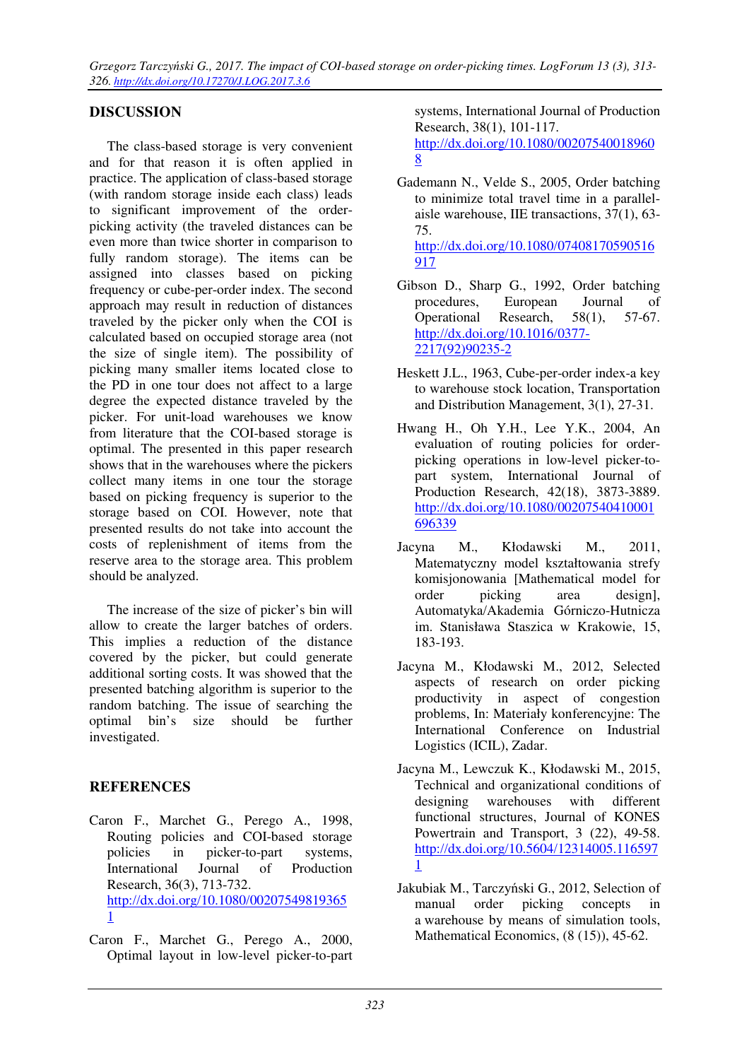## DISCUSSION

The class-based storage is very convenient and for that reason it is often applied in practice. The application of class-based storage (with random storage inside each class) leads to significant improvement of the order-picking activity (the traveled distances can be even more than twice shorter in comparison to fully random storage). The items can be assigned into classes based on picking frequency or cube-per-order index. The second approach may result in reduction of distances traveled by the picker only when the COI is calculated based on occupied storage area (not the size of single item). The possibility of picking many smaller items located close to the PD in one tour does not affect to a large degree the expected distance traveled by the picker. For unit-load warehouses we know from literature that the COI-based storage is optimal. The presented in this paper research shows that in the warehouses where the pickers collect many items in one tour the storage based on picking frequency is superior to the storage based on COI. However, note that presented results do not take into account the costs of replenishment of items from the reserve area to the storage area. This problem should be analyzed.

The increase of the size of picker's bin will allow to create the larger batches of orders. This implies a reduction of the distance covered by the picker, but could generate additional sorting costs. It was showed that the presented batching algorithm is superior to the random batching. The issue of searching the optimal bin's size should be further investigated.

## REFERENCES

Caron F., Marchet G., Perego A., 1998, Routing policies and COI-based storage policies in picker-to-part systems, International Journal of Production Research, 36(3), 713-732. http://dx.doi.org/10.1080/002075498193651

Caron F., Marchet G., Perego A., 2000, Optimal layout in low-level picker-to-part systems, International Journal of Production Research, 38(1), 101-117. http://dx.doi.org/10.1080/002075400189608

Gademann N., Velde S., 2005, Order batching to minimize total travel time in a parallel-aisle warehouse, IIE transactions, 37(1), 63-75. http://dx.doi.org/10.1080/07408170590516917

Gibson D., Sharp G., 1992, Order batching procedures, European Journal of Operational Research, 58(1), 57-67. http://dx.doi.org/10.1016/0377-2217(92)90235-2

Heskett J.L., 1963, Cube-per-order index-a key to warehouse stock location, Transportation and Distribution Management, 3(1), 27-31.

Hwang H., Oh Y.H., Lee Y.K., 2004, An evaluation of routing policies for order-picking operations in low-level picker-to-part system, International Journal of Production Research, 42(18), 3873-3889. http://dx.doi.org/10.1080/00207540410001696339

Jacyna M., Kłodawski M., 2011, Matematyczny model kształtowania strefy komisjonowania [Mathematical model for order picking area design], Automatyka/Akademia Górniczo-Hutnicza im. Stanisława Staszica w Krakowie, 15, 183-193.

Jacyna M., Kłodawski M., 2012, Selected aspects of research on order picking productivity in aspect of congestion problems, In: Materiały konferencyjne: The International Conference on Industrial Logistics (ICIL), Zadar.

Jacyna M., Lewczuk K., Kłodawski M., 2015, Technical and organizational conditions of designing warehouses with different functional structures, Journal of KONES Powertrain and Transport, 3 (22), 49-58. http://dx.doi.org/10.5604/12314005.1165971

Jakubiak M., Tarczyński G., 2012, Selection of manual order picking concepts in a warehouse by means of simulation tools, Mathematical Economics, (8 (15)), 45-62.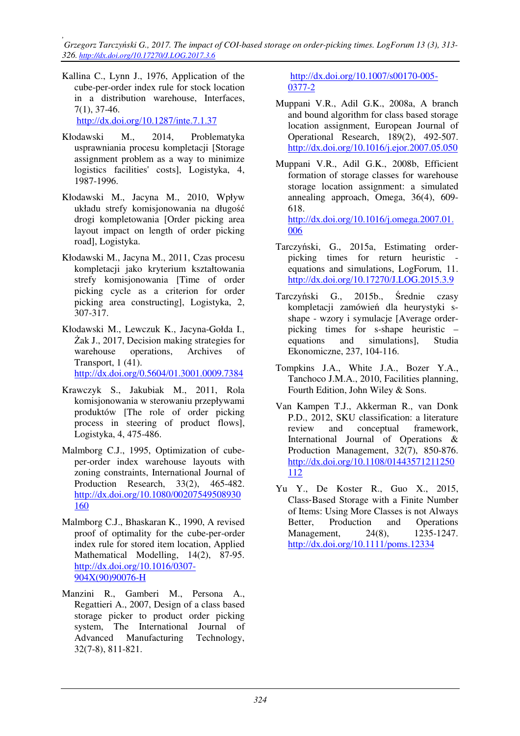Kallina C., Lynn J., 1976, Application of the cube-per-order index rule for stock location in a distribution warehouse, Interfaces, 7(1), 37-46. http://dx.doi.org/10.1287/inte.7.1.37

Kłodawski M., 2014, Problematyka usprawniania procesu kompletacji [Storage assignment problem as a way to minimize logistics facilities' costs], Logistyka, 4, 1987-1996.

Kłodawski M., Jacyna M., 2010, Wpływ układu strefy komisjonowania na długość drogi kompletowania [Order picking area layout impact on length of order picking road], Logistyka.

Kłodawski M., Jacyna M., 2011, Czas procesu kompletacji jako kryterium kształtowania strefy komisjonowania [Time of order picking cycle as a criterion for order picking area constructing], Logistyka, 2, 307-317.

Kłodawski M., Lewczuk K., Jacyna-Gołda I., Żak J., 2017, Decision making strategies for warehouse operations, Archives of Transport, 1 (41). http://dx.doi.org/0.5604/01.3001.0009.7384

Krawczyk S., Jakubiak M., 2011, Rola komisjonowania w sterowaniu przepływami produktów [The role of order picking process in steering of product flows], Logistyka, 4, 475-486.

Malmborg C.J., 1995, Optimization of cube-per-order index warehouse layouts with zoning constraints, International Journal of Production Research, 33(2), 465-482. http://dx.doi.org/10.1080/00207549508930160

Malmborg C.J., Bhaskaran K., 1990, A revised proof of optimality for the cube-per-order index rule for stored item location, Applied Mathematical Modelling, 14(2), 87-95. http://dx.doi.org/10.1016/0307-904X(90)90076-H

Manzini R., Gamberi M., Persona A., Regattieri A., 2007, Design of a class based storage picker to product order picking system, The International Journal of Advanced Manufacturing Technology, 32(7-8), 811-821. http://dx.doi.org/10.1007/s00170-005-0377-2

Muppani V.R., Adil G.K., 2008a, A branch and bound algorithm for class based storage location assignment, European Journal of Operational Research, 189(2), 492-507. http://dx.doi.org/10.1016/j.ejor.2007.05.050

Muppani V.R., Adil G.K., 2008b, Efficient formation of storage classes for warehouse storage location assignment: a simulated annealing approach, Omega, 36(4), 609-618. http://dx.doi.org/10.1016/j.omega.2007.01.006

Tarczyński, G., 2015a, Estimating order-picking times for return heuristic - equations and simulations, LogForum, 11. http://dx.doi.org/10.17270/J.LOG.2015.3.9

Tarczyński G., 2015b., Średnie czasy kompletacji zamówień dla heurystyki s-shape - wzory i symulacje [Average order-picking times for s-shape heuristic – equations and simulations], Studia Ekonomiczne, 237, 104-116.

Tompkins J.A., White J.A., Bozer Y.A., Tanchoco J.M.A., 2010, Facilities planning, Fourth Edition, John Wiley & Sons.

Van Kampen T.J., Akkerman R., van Donk P.D., 2012, SKU classification: a literature review and conceptual framework, International Journal of Operations & Production Management, 32(7), 850-876. http://dx.doi.org/10.1108/01443571211250112

Yu Y., De Koster R., Guo X., 2015, Class-Based Storage with a Finite Number of Items: Using More Classes is not Always Better, Production and Operations Management, 24(8), 1235-1247. http://dx.doi.org/10.1111/poms.12334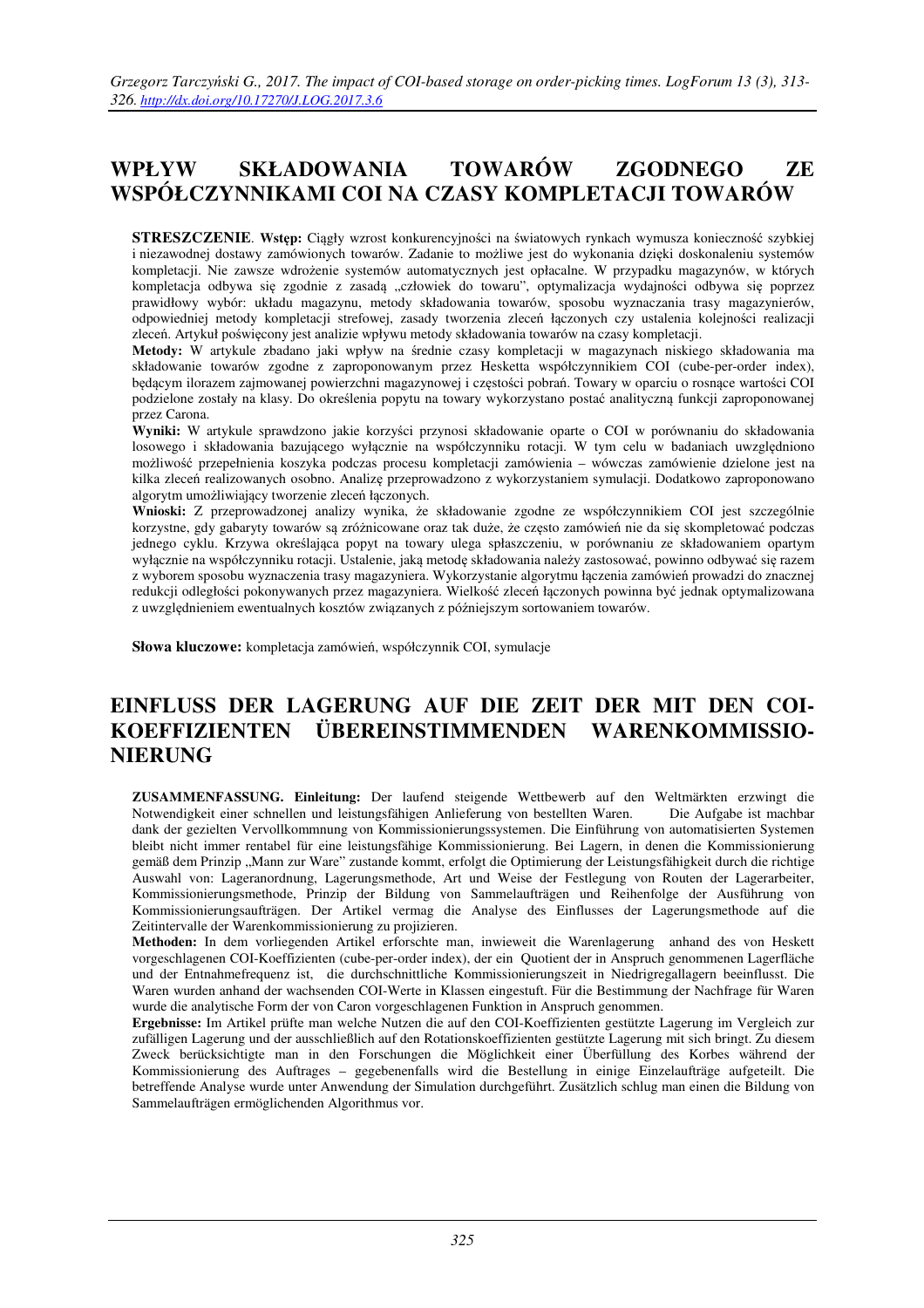# WPŁYW SKŁADOWANIA TOWARÓW ZGODNEGO ZE WSPÓŁCZYNNIKAMI COI NA CZASY KOMPLETACJI TOWARÓW

**STRESZCZENIE**. **Wstęp:** Ciągły wzrost konkurencyjności na światowych rynkach wymusza konieczność szybkiej i niezawodnej dostawy zamówionych towarów. Zadanie to możliwe jest do wykonania dzięki doskonaleniu systemów kompletacji. Nie zawsze wdrożenie systemów automatycznych jest opłacalne. W przypadku magazynów, w których kompletacja odbywa się zgodnie z zasadą „człowiek do towaru", optymalizacja wydajności odbywa się poprzez prawidłowy wybór: układu magazynu, metody składowania towarów, sposobu wyznaczania trasy magazynierów, odpowiedniej metody kompletacji strefowej, zasady tworzenia zleceń łączonych czy ustalenia kolejności realizacji zleceń. Artykuł poświęcony jest analizie wpływu metody składowania towarów na czasy kompletacji.

**Metody:** W artykule zbadano jaki wpływ na średnie czasy kompletacji w magazynach niskiego składowania ma składowanie towarów zgodne z zaproponowanym przez Hesketta współczynnikiem COI (cube-per-order index), będącym ilorazem zajmowanej powierzchni magazynowej i częstości pobrań. Towary w oparciu o rosnące wartości COI podzielone zostały na klasy. Do określenia popytu na towary wykorzystano postać analityczną funkcji zaproponowanej przez Carona.

**Wyniki:** W artykule sprawdzono jakie korzyści przynosi składowanie oparte o COI w porównaniu do składowania losowego i składowania bazującego wyłącznie na współczynniku rotacji. W tym celu w badaniach uwzględniono możliwość przepełnienia koszyka podczas procesu kompletacji zamówienia – wówczas zamówienie dzielone jest na kilka zleceń realizowanych osobno. Analizę przeprowadzono z wykorzystaniem symulacji. Dodatkowo zaproponowano algorytm umożliwiający tworzenie zleceń łączonych.

**Wnioski:** Z przeprowadzonej analizy wynika, że składowanie zgodne ze współczynnikiem COI jest szczególnie korzystne, gdy gabaryty towarów są zróżnicowane oraz tak duże, że często zamówień nie da się skompletować podczas jednego cyklu. Krzywa określająca popyt na towary ulega spłaszczeniu, w porównaniu ze składowaniem opartym wyłącznie na współczynniku rotacji. Ustalenie, jaką metodę składowania należy zastosować, powinno odbywać się razem z wyborem sposobu wyznaczenia trasy magazyniera. Wykorzystanie algorytmu łączenia zamówień prowadzi do znacznej redukcji odległości pokonywanych przez magazyniera. Wielkość zleceń łączonych powinna być jednak optymalizowana z uwzględnieniem ewentualnych kosztów związanych z późniejszym sortowaniem towarów.

**Słowa kluczowe:** kompletacja zamówień, współczynnik COI, symulacje

# EINFLUSS DER LAGERUNG AUF DIE ZEIT DER MIT DEN COI-KOEFFIZIENTEN ÜBEREINSTIMMENDEN WARENKOMMISSIONIERUNG

**ZUSAMMENFASSUNG. Einleitung:** Der laufend steigende Wettbewerb auf den Weltmärkten erzwingt die Notwendigkeit einer schnellen und leistungsfähigen Anlieferung von bestellten Waren. Die Aufgabe ist machbar dank der gezielten Vervollkommnung von Kommissionierungssystemen. Die Einführung von automatisierten Systemen bleibt nicht immer rentabel für eine leistungsfähige Kommissionierung. Bei Lagern, in denen die Kommissionierung gemäß dem Prinzip „Mann zur Ware" zustande kommt, erfolgt die Optimierung der Leistungsfähigkeit durch die richtige Auswahl von: Lageranordnung, Lagerungsmethode, Art und Weise der Festlegung von Routen der Lagerarbeiter, Kommissionierungsmethode, Prinzip der Bildung von Sammelaufträgen und Reihenfolge der Ausführung von Kommissionierungsaufträgen. Der Artikel vermag die Analyse des Einflusses der Lagerungsmethode auf die Zeitintervalle der Warenkommissionierung zu projizieren.

**Methoden:** In dem vorliegenden Artikel erforschte man, inwieweit die Warenlagerung anhand des von Heskett vorgeschlagenen COI-Koeffizienten (cube-per-order index), der ein Quotient der in Anspruch genommenen Lagerfläche und der Entnahmefrequenz ist, die durchschnittliche Kommissionierungszeit in Niedrigregallagern beeinflusst. Die Waren wurden anhand der wachsenden COI-Werte in Klassen eingestuft. Für die Bestimmung der Nachfrage für Waren wurde die analytische Form der von Caron vorgeschlagenen Funktion in Anspruch genommen.

**Ergebnisse:** Im Artikel prüfte man welche Nutzen die auf den COI-Koeffizienten gestützte Lagerung im Vergleich zur zufälligen Lagerung und der ausschließlich auf den Rotationskoeffizienten gestützte Lagerung mit sich bringt. Zu diesem Zweck berücksichtigte man in den Forschungen die Möglichkeit einer Überfüllung des Korbes während der Kommissionierung des Auftrages – gegebenenfalls wird die Bestellung in einige Einzelaufträge aufgeteilt. Die betreffende Analyse wurde unter Anwendung der Simulation durchgeführt. Zusätzlich schlug man einen die Bildung von Sammelaufträgen ermöglichenden Algorithmus vor.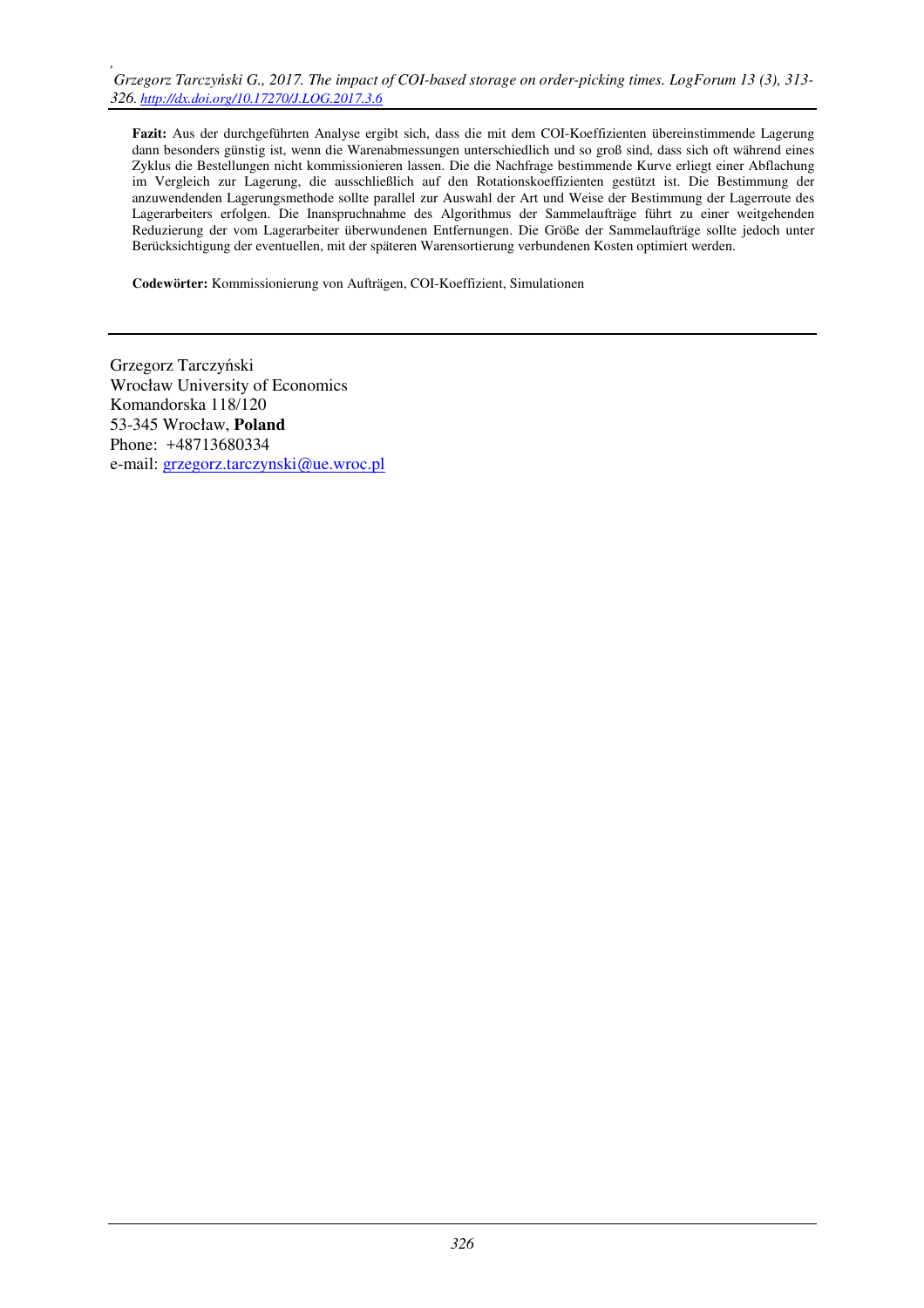**Fazit:** Aus der durchgeführten Analyse ergibt sich, dass die mit dem COI-Koeffizienten übereinstimmende Lagerung dann besonders günstig ist, wenn die Warenabmessungen unterschiedlich und so groß sind, dass sich oft während eines Zyklus die Bestellungen nicht kommissionieren lassen. Die die Nachfrage bestimmende Kurve erliegt einer Abflachung im Vergleich zur Lagerung, die ausschließlich auf den Rotationskoeffizienten gestützt ist. Die Bestimmung der anzuwendenden Lagerungsmethode sollte parallel zur Auswahl der Art und Weise der Bestimmung der Lagerroute des Lagerarbeiters erfolgen. Die Inanspruchnahme des Algorithmus der Sammelaufträge führt zu einer weitgehenden Reduzierung der vom Lagerarbeiter überwundenen Entfernungen. Die Größe der Sammelaufträge sollte jedoch unter Berücksichtigung der eventuellen, mit der späteren Warensortierung verbundenen Kosten optimiert werden.

**Codewörter:** Kommissionierung von Aufträgen, COI-Koeffizient, Simulationen

---

Grzegorz Tarczyński
Wrocław University of Economics
Komandorska 118/120
53-345 Wrocław, **Poland**
Phone: +48713680334
e-mail: grzegorz.tarczynski@ue.wroc.pl